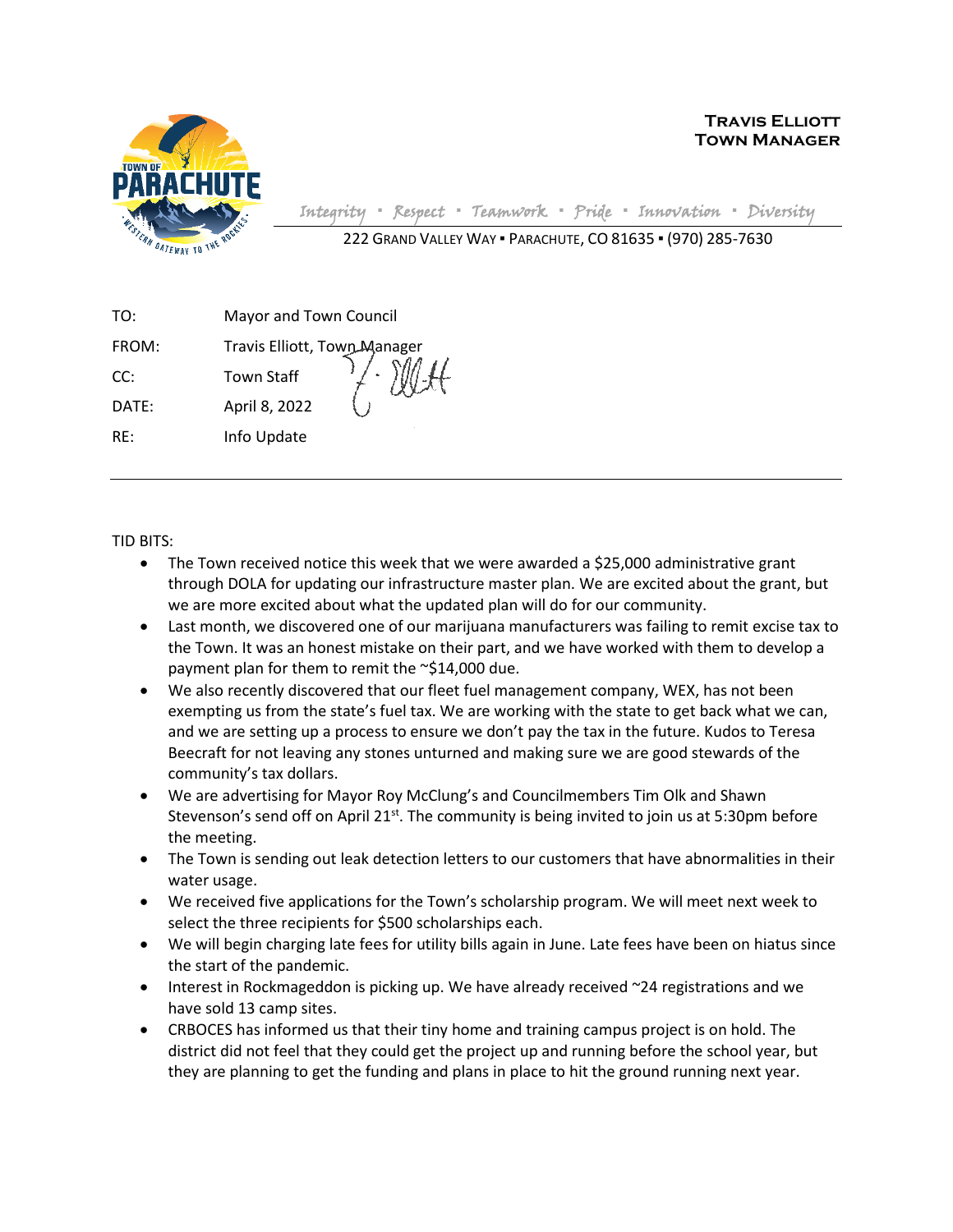**TRAVIS ELLIOTT**
**TOWN MANAGER**

*Integrity ▪ Respect ▪ Teamwork ▪ Pride ▪ Innovation ▪ Diversity*

222 GRAND VALLEY WAY ▪ PARACHUTE, CO 81635 ▪ (970) 285-7630

| | |
|---|---|
| TO: | Mayor and Town Council |
| FROM: | Travis Elliott, Town Manager |
| CC: | Town Staff |
| DATE: | April 8, 2022 |
| RE: | Info Update |

---

TID BITS:

- The Town received notice this week that we were awarded a $25,000 administrative grant through DOLA for updating our infrastructure master plan. We are excited about the grant, but we are more excited about what the updated plan will do for our community.
- Last month, we discovered one of our marijuana manufacturers was failing to remit excise tax to the Town. It was an honest mistake on their part, and we have worked with them to develop a payment plan for them to remit the ~$14,000 due.
- We also recently discovered that our fleet fuel management company, WEX, has not been exempting us from the state's fuel tax. We are working with the state to get back what we can, and we are setting up a process to ensure we don't pay the tax in the future. Kudos to Teresa Beecraft for not leaving any stones unturned and making sure we are good stewards of the community's tax dollars.
- We are advertising for Mayor Roy McClung's and Councilmembers Tim Olk and Shawn Stevenson's send off on April 21st. The community is being invited to join us at 5:30pm before the meeting.
- The Town is sending out leak detection letters to our customers that have abnormalities in their water usage.
- We received five applications for the Town's scholarship program. We will meet next week to select the three recipients for $500 scholarships each.
- We will begin charging late fees for utility bills again in June. Late fees have been on hiatus since the start of the pandemic.
- Interest in Rockmageddon is picking up. We have already received ~24 registrations and we have sold 13 camp sites.
- CRBOCES has informed us that their tiny home and training campus project is on hold. The district did not feel that they could get the project up and running before the school year, but they are planning to get the funding and plans in place to hit the ground running next year.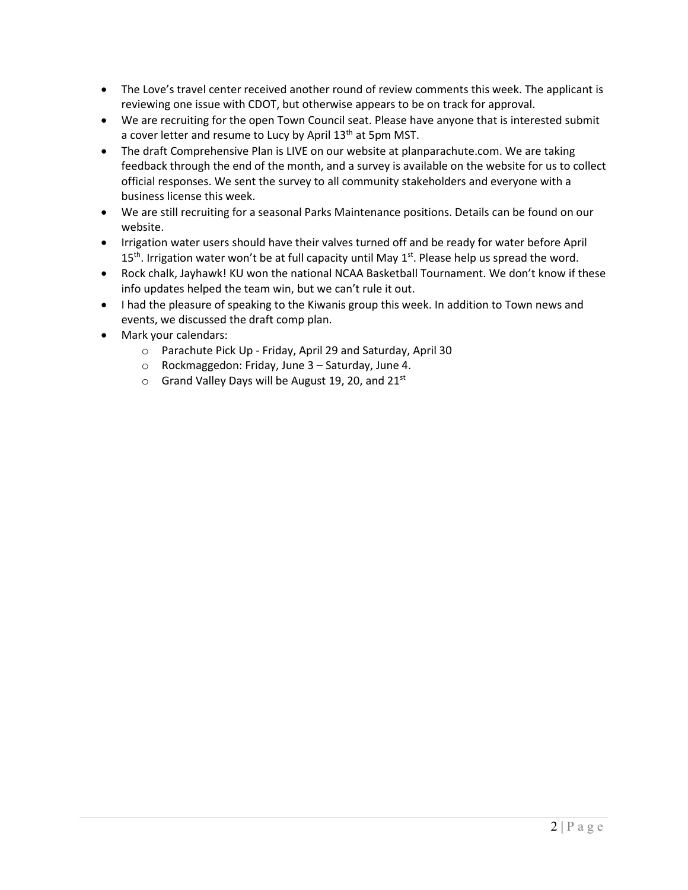- The Love's travel center received another round of review comments this week. The applicant is reviewing one issue with CDOT, but otherwise appears to be on track for approval.
- We are recruiting for the open Town Council seat. Please have anyone that is interested submit a cover letter and resume to Lucy by April 13th at 5pm MST.
- The draft Comprehensive Plan is LIVE on our website at planparachute.com. We are taking feedback through the end of the month, and a survey is available on the website for us to collect official responses. We sent the survey to all community stakeholders and everyone with a business license this week.
- We are still recruiting for a seasonal Parks Maintenance positions. Details can be found on our website.
- Irrigation water users should have their valves turned off and be ready for water before April 15th. Irrigation water won't be at full capacity until May 1st. Please help us spread the word.
- Rock chalk, Jayhawk! KU won the national NCAA Basketball Tournament. We don't know if these info updates helped the team win, but we can't rule it out.
- I had the pleasure of speaking to the Kiwanis group this week. In addition to Town news and events, we discussed the draft comp plan.
- Mark your calendars:
    - Parachute Pick Up - Friday, April 29 and Saturday, April 30
    - Rockmaggedon: Friday, June 3 – Saturday, June 4.
    - Grand Valley Days will be August 19, 20, and 21st